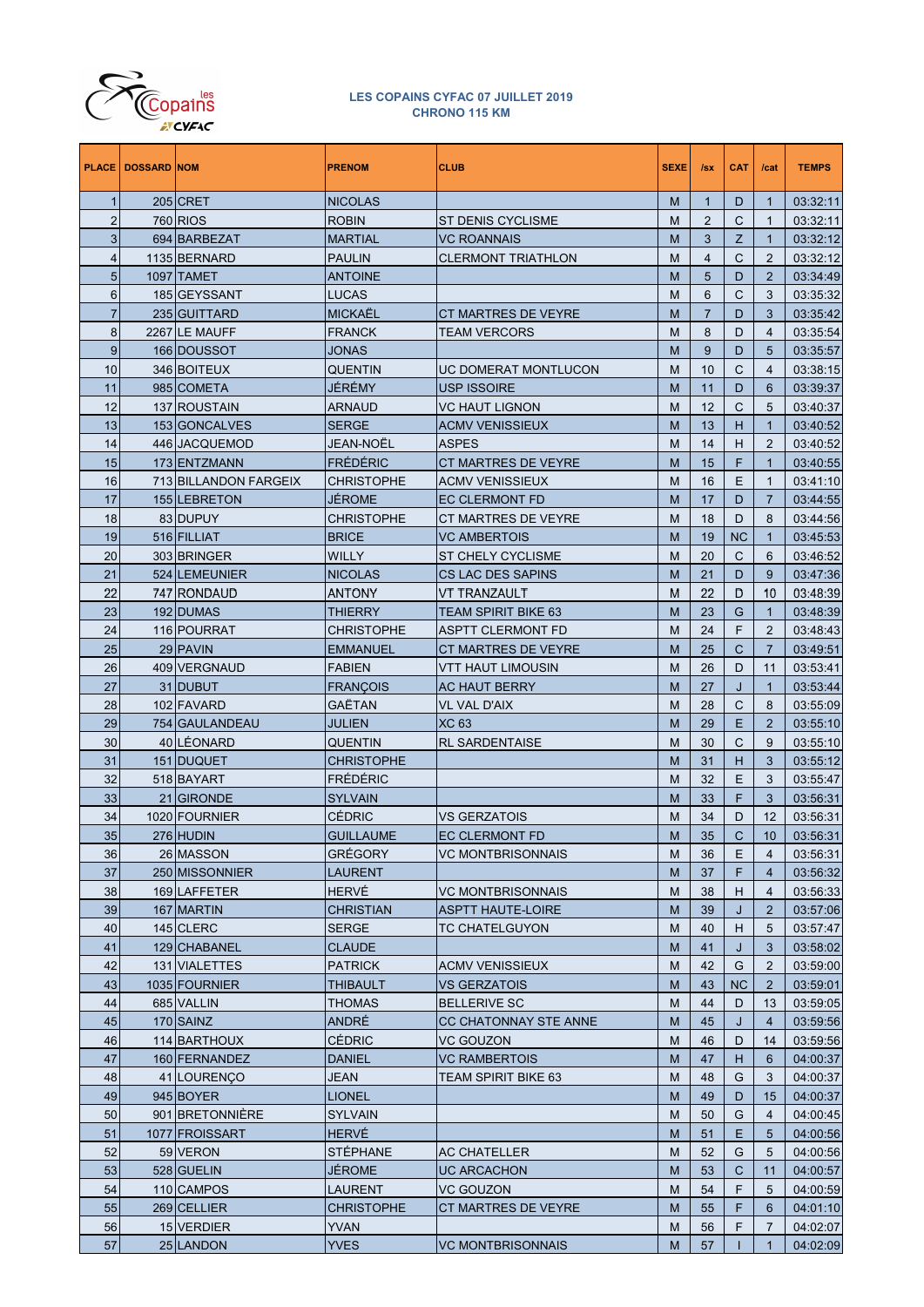## LES COPAINS CYFAC 07 JUILLET 2019
## CHRONO 115 KM

| PLACE | DOSSARD | NOM | PRENOM | CLUB | SEXE | /sx | CAT | /cat | TEMPS |
|---|---|---|---|---|---|---|---|---|---|
| 1 | 205 | CRET | NICOLAS | | M | 1 | D | 1 | 03:32:11 |
| 2 | 760 | RIOS | ROBIN | ST DENIS CYCLISME | M | 2 | C | 1 | 03:32:11 |
| 3 | 694 | BARBEZAT | MARTIAL | VC ROANNAIS | M | 3 | Z | 1 | 03:32:12 |
| 4 | 1135 | BERNARD | PAULIN | CLERMONT TRIATHLON | M | 4 | C | 2 | 03:32:12 |
| 5 | 1097 | TAMET | ANTOINE | | M | 5 | D | 2 | 03:34:49 |
| 6 | 185 | GEYSSANT | LUCAS | | M | 6 | C | 3 | 03:35:32 |
| 7 | 235 | GUITTARD | MICKAËL | CT MARTRES DE VEYRE | M | 7 | D | 3 | 03:35:42 |
| 8 | 2267 | LE MAUFF | FRANCK | TEAM VERCORS | M | 8 | D | 4 | 03:35:54 |
| 9 | 166 | DOUSSOT | JONAS | | M | 9 | D | 5 | 03:35:57 |
| 10 | 346 | BOITEUX | QUENTIN | UC DOMERAT MONTLUCON | M | 10 | C | 4 | 03:38:15 |
| 11 | 985 | COMETA | JÉRÉMY | USP ISSOIRE | M | 11 | D | 6 | 03:39:37 |
| 12 | 137 | ROUSTAIN | ARNAUD | VC HAUT LIGNON | M | 12 | C | 5 | 03:40:37 |
| 13 | 153 | GONCALVES | SERGE | ACMV VENISSIEUX | M | 13 | H | 1 | 03:40:52 |
| 14 | 446 | JACQUEMOD | JEAN-NOËL | ASPES | M | 14 | H | 2 | 03:40:52 |
| 15 | 173 | ENTZMANN | FRÉDÉRIC | CT MARTRES DE VEYRE | M | 15 | F | 1 | 03:40:55 |
| 16 | 713 | BILLANDON FARGEIX | CHRISTOPHE | ACMV VENISSIEUX | M | 16 | E | 1 | 03:41:10 |
| 17 | 155 | LEBRETON | JÉROME | EC CLERMONT FD | M | 17 | D | 7 | 03:44:55 |
| 18 | 83 | DUPUY | CHRISTOPHE | CT MARTRES DE VEYRE | M | 18 | D | 8 | 03:44:56 |
| 19 | 516 | FILLIAT | BRICE | VC AMBERTOIS | M | 19 | NC | 1 | 03:45:53 |
| 20 | 303 | BRINGER | WILLY | ST CHELY CYCLISME | M | 20 | C | 6 | 03:46:52 |
| 21 | 524 | LEMEUNIER | NICOLAS | CS LAC DES SAPINS | M | 21 | D | 9 | 03:47:36 |
| 22 | 747 | RONDAUD | ANTONY | VT TRANZAULT | M | 22 | D | 10 | 03:48:39 |
| 23 | 192 | DUMAS | THIERRY | TEAM SPIRIT BIKE 63 | M | 23 | G | 1 | 03:48:39 |
| 24 | 116 | POURRAT | CHRISTOPHE | ASPTT CLERMONT FD | M | 24 | F | 2 | 03:48:43 |
| 25 | 29 | PAVIN | EMMANUEL | CT MARTRES DE VEYRE | M | 25 | C | 7 | 03:49:51 |
| 26 | 409 | VERGNAUD | FABIEN | VTT HAUT LIMOUSIN | M | 26 | D | 11 | 03:53:41 |
| 27 | 31 | DUBUT | FRANÇOIS | AC HAUT BERRY | M | 27 | J | 1 | 03:53:44 |
| 28 | 102 | FAVARD | GAËTAN | VL VAL D'AIX | M | 28 | C | 8 | 03:55:09 |
| 29 | 754 | GAULANDEAU | JULIEN | XC 63 | M | 29 | E | 2 | 03:55:10 |
| 30 | 40 | LÉONARD | QUENTIN | RL SARDENTAISE | M | 30 | C | 9 | 03:55:10 |
| 31 | 151 | DUQUET | CHRISTOPHE | | M | 31 | H | 3 | 03:55:12 |
| 32 | 518 | BAYART | FRÉDÉRIC | | M | 32 | E | 3 | 03:55:47 |
| 33 | 21 | GIRONDE | SYLVAIN | | M | 33 | F | 3 | 03:56:31 |
| 34 | 1020 | FOURNIER | CÉDRIC | VS GERZATOIS | M | 34 | D | 12 | 03:56:31 |
| 35 | 276 | HUDIN | GUILLAUME | EC CLERMONT FD | M | 35 | C | 10 | 03:56:31 |
| 36 | 26 | MASSON | GRÉGORY | VC MONTBRISONNAIS | M | 36 | E | 4 | 03:56:31 |
| 37 | 250 | MISSONNIER | LAURENT | | M | 37 | F | 4 | 03:56:32 |
| 38 | 169 | LAFFETER | HERVÉ | VC MONTBRISONNAIS | M | 38 | H | 4 | 03:56:33 |
| 39 | 167 | MARTIN | CHRISTIAN | ASPTT HAUTE-LOIRE | M | 39 | J | 2 | 03:57:06 |
| 40 | 145 | CLERC | SERGE | TC CHATELGUYON | M | 40 | H | 5 | 03:57:47 |
| 41 | 129 | CHABANEL | CLAUDE | | M | 41 | J | 3 | 03:58:02 |
| 42 | 131 | VIALETTES | PATRICK | ACMV VENISSIEUX | M | 42 | G | 2 | 03:59:00 |
| 43 | 1035 | FOURNIER | THIBAULT | VS GERZATOIS | M | 43 | NC | 2 | 03:59:01 |
| 44 | 685 | VALLIN | THOMAS | BELLERIVE SC | M | 44 | D | 13 | 03:59:05 |
| 45 | 170 | SAINZ | ANDRÉ | CC CHATONNAY STE ANNE | M | 45 | J | 4 | 03:59:56 |
| 46 | 114 | BARTHOUX | CÉDRIC | VC GOUZON | M | 46 | D | 14 | 03:59:56 |
| 47 | 160 | FERNANDEZ | DANIEL | VC RAMBERTOIS | M | 47 | H | 6 | 04:00:37 |
| 48 | 41 | LOURENÇO | JEAN | TEAM SPIRIT BIKE 63 | M | 48 | G | 3 | 04:00:37 |
| 49 | 945 | BOYER | LIONEL | | M | 49 | D | 15 | 04:00:37 |
| 50 | 901 | BRETONNIÈRE | SYLVAIN | | M | 50 | G | 4 | 04:00:45 |
| 51 | 1077 | FROISSART | HERVÉ | | M | 51 | E | 5 | 04:00:56 |
| 52 | 59 | VERON | STÉPHANE | AC CHATELLER | M | 52 | G | 5 | 04:00:56 |
| 53 | 528 | GUELIN | JÉROME | UC ARCACHON | M | 53 | C | 11 | 04:00:57 |
| 54 | 110 | CAMPOS | LAURENT | VC GOUZON | M | 54 | F | 5 | 04:00:59 |
| 55 | 269 | CELLIER | CHRISTOPHE | CT MARTRES DE VEYRE | M | 55 | F | 6 | 04:01:10 |
| 56 | 15 | VERDIER | YVAN | | M | 56 | F | 7 | 04:02:07 |
| 57 | 25 | LANDON | YVES | VC MONTBRISONNAIS | M | 57 | I | 1 | 04:02:09 |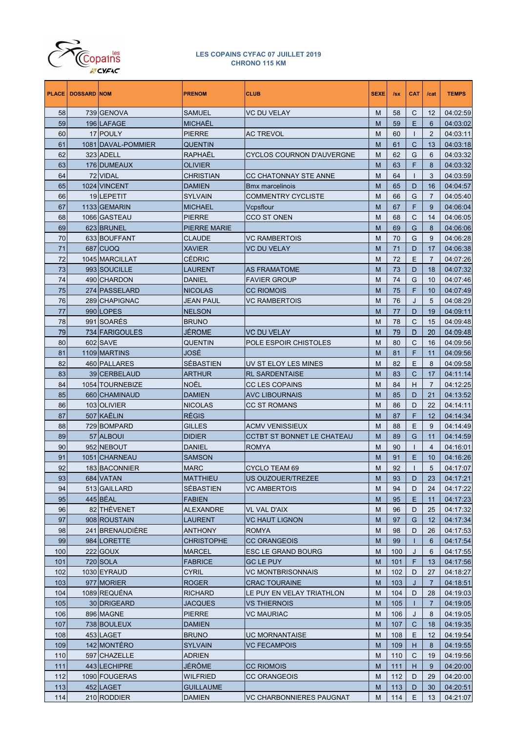**LES COPAINS CYFAC 07 JUILLET 2019**
**CHRONO 115 KM**

| PLACE | DOSSARD | NOM | PRENOM | CLUB | SEXE | /sx | CAT | /cat | TEMPS |
|---|---|---|---|---|---|---|---|---|---|
| 58 | 739 | GENOVA | SAMUEL | VC DU VELAY | M | 58 | C | 12 | 04:02:59 |
| 59 | 196 | LAFAGE | MICHAËL | | M | 59 | E | 6 | 04:03:02 |
| 60 | 17 | POULY | PIERRE | AC TREVOL | M | 60 | I | 2 | 04:03:11 |
| 61 | 1081 | DAVAL-POMMIER | QUENTIN | | M | 61 | C | 13 | 04:03:18 |
| 62 | 323 | ADELL | RAPHAËL | CYCLOS COURNON D'AUVERGNE | M | 62 | G | 6 | 04:03:32 |
| 63 | 176 | DUMEAUX | OLIVIER | | M | 63 | F | 8 | 04:03:32 |
| 64 | 72 | VIDAL | CHRISTIAN | CC CHATONNAY STE ANNE | M | 64 | I | 3 | 04:03:59 |
| 65 | 1024 | VINCENT | DAMIEN | Bmx marcelinois | M | 65 | D | 16 | 04:04:57 |
| 66 | 19 | LEPETIT | SYLVAIN | COMMENTRY CYCLISTE | M | 66 | G | 7 | 04:05:40 |
| 67 | 1133 | GEMARIN | MICHAEL | Vcpsflour | M | 67 | F | 9 | 04:06:04 |
| 68 | 1066 | GASTEAU | PIERRE | CCO ST ONEN | M | 68 | C | 14 | 04:06:05 |
| 69 | 623 | BRUNEL | PIERRE MARIE | | M | 69 | G | 8 | 04:06:06 |
| 70 | 633 | BOUFFANT | CLAUDE | VC RAMBERTOIS | M | 70 | G | 9 | 04:06:28 |
| 71 | 687 | CUOQ | XAVIER | VC DU VELAY | M | 71 | D | 17 | 04:06:38 |
| 72 | 1045 | MARCILLAT | CÉDRIC | | M | 72 | E | 7 | 04:07:26 |
| 73 | 993 | SOUCILLE | LAURENT | AS FRAMATOME | M | 73 | D | 18 | 04:07:32 |
| 74 | 490 | CHARDON | DANIEL | FAVIER GROUP | M | 74 | G | 10 | 04:07:46 |
| 75 | 274 | PASSELARD | NICOLAS | CC RIOMOIS | M | 75 | F | 10 | 04:07:49 |
| 76 | 289 | CHAPIGNAC | JEAN PAUL | VC RAMBERTOIS | M | 76 | J | 5 | 04:08:29 |
| 77 | 990 | LOPES | NELSON | | M | 77 | D | 19 | 04:09:11 |
| 78 | 991 | SOARÉS | BRUNO | | M | 78 | C | 15 | 04:09:48 |
| 79 | 734 | FARIGOULES | JÉROME | VC DU VELAY | M | 79 | D | 20 | 04:09:48 |
| 80 | 602 | SAVE | QUENTIN | POLE ESPOIR CHISTOLES | M | 80 | C | 16 | 04:09:56 |
| 81 | 1109 | MARTINS | JOSÉ | | M | 81 | F | 11 | 04:09:56 |
| 82 | 460 | PALLARES | SÉBASTIEN | UV ST ELOY LES MINES | M | 82 | E | 8 | 04:09:58 |
| 83 | 39 | CERBELAUD | ARTHUR | RL SARDENTAISE | M | 83 | C | 17 | 04:11:14 |
| 84 | 1054 | TOURNEBIZE | NOËL | CC LES COPAINS | M | 84 | H | 7 | 04:12:25 |
| 85 | 660 | CHAMINAUD | DAMIEN | AVC LIBOURNAIS | M | 85 | D | 21 | 04:13:52 |
| 86 | 103 | OLIVIER | NICOLAS | CC ST ROMANS | M | 86 | D | 22 | 04:14:11 |
| 87 | 507 | KAËLIN | RÉGIS | | M | 87 | F | 12 | 04:14:34 |
| 88 | 729 | BOMPARD | GILLES | ACMV VENISSIEUX | M | 88 | E | 9 | 04:14:49 |
| 89 | 57 | ALBOUI | DIDIER | CCTBT ST BONNET LE CHATEAU | M | 89 | G | 11 | 04:14:59 |
| 90 | 952 | NEBOUT | DANIEL | ROMYA | M | 90 | I | 4 | 04:16:01 |
| 91 | 1051 | CHARNEAU | SAMSON | | M | 91 | E | 10 | 04:16:26 |
| 92 | 183 | BACONNIER | MARC | CYCLO TEAM 69 | M | 92 | I | 5 | 04:17:07 |
| 93 | 684 | VATAN | MATTHIEU | US OUZOUER/TREZEE | M | 93 | D | 23 | 04:17:21 |
| 94 | 513 | GAILLARD | SÉBASTIEN | VC AMBERTOIS | M | 94 | D | 24 | 04:17:22 |
| 95 | 445 | BÉAL | FABIEN | | M | 95 | E | 11 | 04:17:23 |
| 96 | 82 | THÉVENET | ALEXANDRE | VL VAL D'AIX | M | 96 | D | 25 | 04:17:32 |
| 97 | 908 | ROUSTAIN | LAURENT | VC HAUT LIGNON | M | 97 | G | 12 | 04:17:34 |
| 98 | 241 | BRENAUDIÈRE | ANTHONY | ROMYA | M | 98 | D | 26 | 04:17:53 |
| 99 | 984 | LORETTE | CHRISTOPHE | CC ORANGEOIS | M | 99 | I | 6 | 04:17:54 |
| 100 | 222 | GOUX | MARCEL | ESC LE GRAND BOURG | M | 100 | J | 6 | 04:17:55 |
| 101 | 720 | SOLA | FABRICE | GC LE PUY | M | 101 | F | 13 | 04:17:56 |
| 102 | 1030 | EYRAUD | CYRIL | VC MONTBRISONNAIS | M | 102 | D | 27 | 04:18:27 |
| 103 | 977 | MORIER | ROGER | CRAC TOURAINE | M | 103 | J | 7 | 04:18:51 |
| 104 | 1089 | REQUÉNA | RICHARD | LE PUY EN VELAY TRIATHLON | M | 104 | D | 28 | 04:19:03 |
| 105 | 30 | DRIGEARD | JACQUES | VS THIERNOIS | M | 105 | I | 7 | 04:19:05 |
| 106 | 896 | MAGNE | PIERRE | VC MAURIAC | M | 106 | J | 8 | 04:19:05 |
| 107 | 738 | BOULEUX | DAMIEN | | M | 107 | C | 18 | 04:19:35 |
| 108 | 453 | LAGET | BRUNO | UC MORNANTAISE | M | 108 | E | 12 | 04:19:54 |
| 109 | 142 | MONTÉRO | SYLVAIN | VC FECAMPOIS | M | 109 | H | 8 | 04:19:55 |
| 110 | 597 | CHAZELLE | ADRIEN | | M | 110 | C | 19 | 04:19:56 |
| 111 | 443 | LECHIPRE | JÉRÔME | CC RIOMOIS | M | 111 | H | 9 | 04:20:00 |
| 112 | 1090 | FOUGERAS | WILFRIED | CC ORANGEOIS | M | 112 | D | 29 | 04:20:00 |
| 113 | 452 | LAGET | GUILLAUME | | M | 113 | D | 30 | 04:20:51 |
| 114 | 210 | RODDIER | DAMIEN | VC CHARBONNIERES PAUGNAT | M | 114 | E | 13 | 04:21:07 |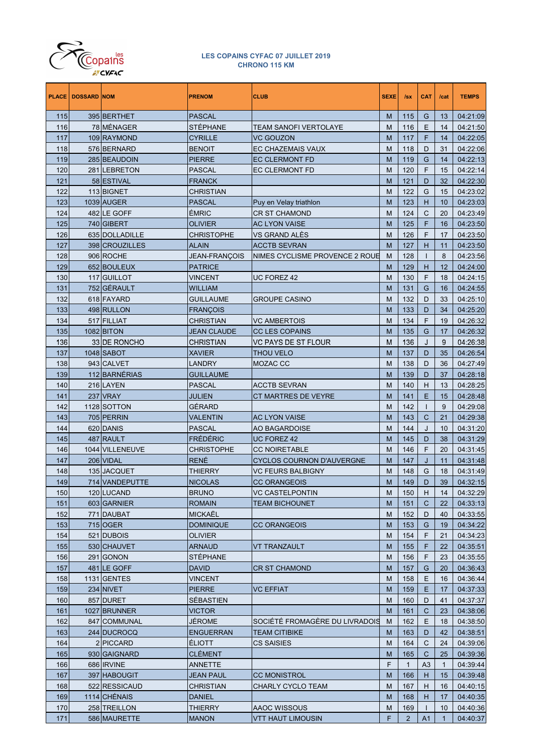**LES COPAINS CYFAC 07 JUILLET 2019**
**CHRONO 115 KM**

| PLACE | DOSSARD | NOM | PRENOM | CLUB | SEXE | /sx | CAT | /cat | TEMPS |
|---|---|---|---|---|---|---|---|---|---|
| 115 | 395 | BERTHET | PASCAL | | M | 115 | G | 13 | 04:21:09 |
| 116 | 78 | MÉNAGER | STÉPHANE | TEAM SANOFI VERTOLAYE | M | 116 | E | 14 | 04:21:50 |
| 117 | 109 | RAYMOND | CYRILLE | VC GOUZON | M | 117 | F | 14 | 04:22:05 |
| 118 | 576 | BERNARD | BENOIT | EC CHAZEMAIS VAUX | M | 118 | D | 31 | 04:22:06 |
| 119 | 285 | BEAUDOIN | PIERRE | EC CLERMONT FD | M | 119 | G | 14 | 04:22:13 |
| 120 | 281 | LEBRETON | PASCAL | EC CLERMONT FD | M | 120 | F | 15 | 04:22:14 |
| 121 | 58 | ESTIVAL | FRANCK | | M | 121 | D | 32 | 04:22:30 |
| 122 | 113 | BIGNET | CHRISTIAN | | M | 122 | G | 15 | 04:23:02 |
| 123 | 1039 | AUGER | PASCAL | Puy en Velay triathlon | M | 123 | H | 10 | 04:23:03 |
| 124 | 482 | LE GOFF | ÉMRIC | CR ST CHAMOND | M | 124 | C | 20 | 04:23:49 |
| 125 | 740 | GIBERT | OLIVIER | AC LYON VAISE | M | 125 | F | 16 | 04:23:50 |
| 126 | 635 | DOLLADILLE | CHRISTOPHE | VS GRAND ALÈS | M | 126 | F | 17 | 04:23:50 |
| 127 | 398 | CROUZILLES | ALAIN | ACCTB SEVRAN | M | 127 | H | 11 | 04:23:50 |
| 128 | 906 | ROCHE | JEAN-FRANÇOIS | NIMES CYCLISME PROVENCE 2 ROUE | M | 128 | I | 8 | 04:23:56 |
| 129 | 652 | BOULEUX | PATRICE | | M | 129 | H | 12 | 04:24:00 |
| 130 | 117 | GUILLOT | VINCENT | UC FOREZ 42 | M | 130 | F | 18 | 04:24:15 |
| 131 | 752 | GÉRAULT | WILLIAM | | M | 131 | G | 16 | 04:24:55 |
| 132 | 618 | FAYARD | GUILLAUME | GROUPE CASINO | M | 132 | D | 33 | 04:25:10 |
| 133 | 498 | RULLON | FRANÇOIS | | M | 133 | D | 34 | 04:25:20 |
| 134 | 517 | FILLIAT | CHRISTIAN | VC AMBERTOIS | M | 134 | F | 19 | 04:26:32 |
| 135 | 1082 | BITON | JEAN CLAUDE | CC LES COPAINS | M | 135 | G | 17 | 04:26:32 |
| 136 | 33 | DE RONCHO | CHRISTIAN | VC PAYS DE ST FLOUR | M | 136 | J | 9 | 04:26:38 |
| 137 | 1048 | SABOT | XAVIER | THOU VELO | M | 137 | D | 35 | 04:26:54 |
| 138 | 943 | CALVET | LANDRY | MOZAC CC | M | 138 | D | 36 | 04:27:49 |
| 139 | 112 | BARNÉRIAS | GUILLAUME | | M | 139 | D | 37 | 04:28:18 |
| 140 | 216 | LAYEN | PASCAL | ACCTB SEVRAN | M | 140 | H | 13 | 04:28:25 |
| 141 | 237 | VRAY | JULIEN | CT MARTRES DE VEYRE | M | 141 | E | 15 | 04:28:48 |
| 142 | 1128 | SOTTON | GÉRARD | | M | 142 | I | 9 | 04:29:08 |
| 143 | 705 | PERRIN | VALENTIN | AC LYON VAISE | M | 143 | C | 21 | 04:29:38 |
| 144 | 620 | DANIS | PASCAL | AO BAGARDOISE | M | 144 | J | 10 | 04:31:20 |
| 145 | 487 | RAULT | FRÉDÉRIC | UC FOREZ 42 | M | 145 | D | 38 | 04:31:29 |
| 146 | 1044 | VILLENEUVE | CHRISTOPHE | CC NOIRETABLE | M | 146 | F | 20 | 04:31:45 |
| 147 | 206 | VIDAL | RENÉ | CYCLOS COURNON D'AUVERGNE | M | 147 | J | 11 | 04:31:48 |
| 148 | 135 | JACQUET | THIERRY | VC FEURS BALBIGNY | M | 148 | G | 18 | 04:31:49 |
| 149 | 714 | VANDEPUTTE | NICOLAS | CC ORANGEOIS | M | 149 | D | 39 | 04:32:15 |
| 150 | 120 | LUCAND | BRUNO | VC CASTELPONTIN | M | 150 | H | 14 | 04:32:29 |
| 151 | 603 | GARNIER | ROMAIN | TEAM BICHOUNET | M | 151 | C | 22 | 04:33:13 |
| 152 | 771 | DAUBAT | MICKAËL | | M | 152 | D | 40 | 04:33:55 |
| 153 | 715 | OGER | DOMINIQUE | CC ORANGEOIS | M | 153 | G | 19 | 04:34:22 |
| 154 | 521 | DUBOIS | OLIVIER | | M | 154 | F | 21 | 04:34:23 |
| 155 | 530 | CHAUVET | ARNAUD | VT TRANZAULT | M | 155 | F | 22 | 04:35:51 |
| 156 | 291 | GONON | STÉPHANE | | M | 156 | F | 23 | 04:35:55 |
| 157 | 481 | LE GOFF | DAVID | CR ST CHAMOND | M | 157 | G | 20 | 04:36:43 |
| 158 | 1131 | GENTES | VINCENT | | M | 158 | E | 16 | 04:36:44 |
| 159 | 234 | NIVET | PIERRE | VC EFFIAT | M | 159 | E | 17 | 04:37:33 |
| 160 | 857 | DURET | SÉBASTIEN | | M | 160 | D | 41 | 04:37:37 |
| 161 | 1027 | BRUNNER | VICTOR | | M | 161 | C | 23 | 04:38:06 |
| 162 | 847 | COMMUNAL | JÉROME | SOCIÉTÉ FROMAGÈRE DU LIVRADOIS | M | 162 | E | 18 | 04:38:50 |
| 163 | 244 | DUCROCQ | ENGUERRAN | TEAM CITIBIKE | M | 163 | D | 42 | 04:38:51 |
| 164 | 2 | PICCARD | ÉLIOTT | CS SAISIES | M | 164 | C | 24 | 04:39:06 |
| 165 | 930 | GAIGNARD | CLÉMENT | | M | 165 | C | 25 | 04:39:36 |
| 166 | 686 | IRVINE | ANNETTE | | F | 1 | A3 | 1 | 04:39:44 |
| 167 | 397 | HABOUGIT | JEAN PAUL | CC MONISTROL | M | 166 | H | 15 | 04:39:48 |
| 168 | 522 | RESSICAUD | CHRISTIAN | CHARLY CYCLO TEAM | M | 167 | H | 16 | 04:40:15 |
| 169 | 1114 | CHÉNAIS | DANIEL | | M | 168 | H | 17 | 04:40:35 |
| 170 | 258 | TREILLON | THIERRY | AAOC WISSOUS | M | 169 | I | 10 | 04:40:36 |
| 171 | 586 | MAURETTE | MANON | VTT HAUT LIMOUSIN | F | 2 | A1 | 1 | 04:40:37 |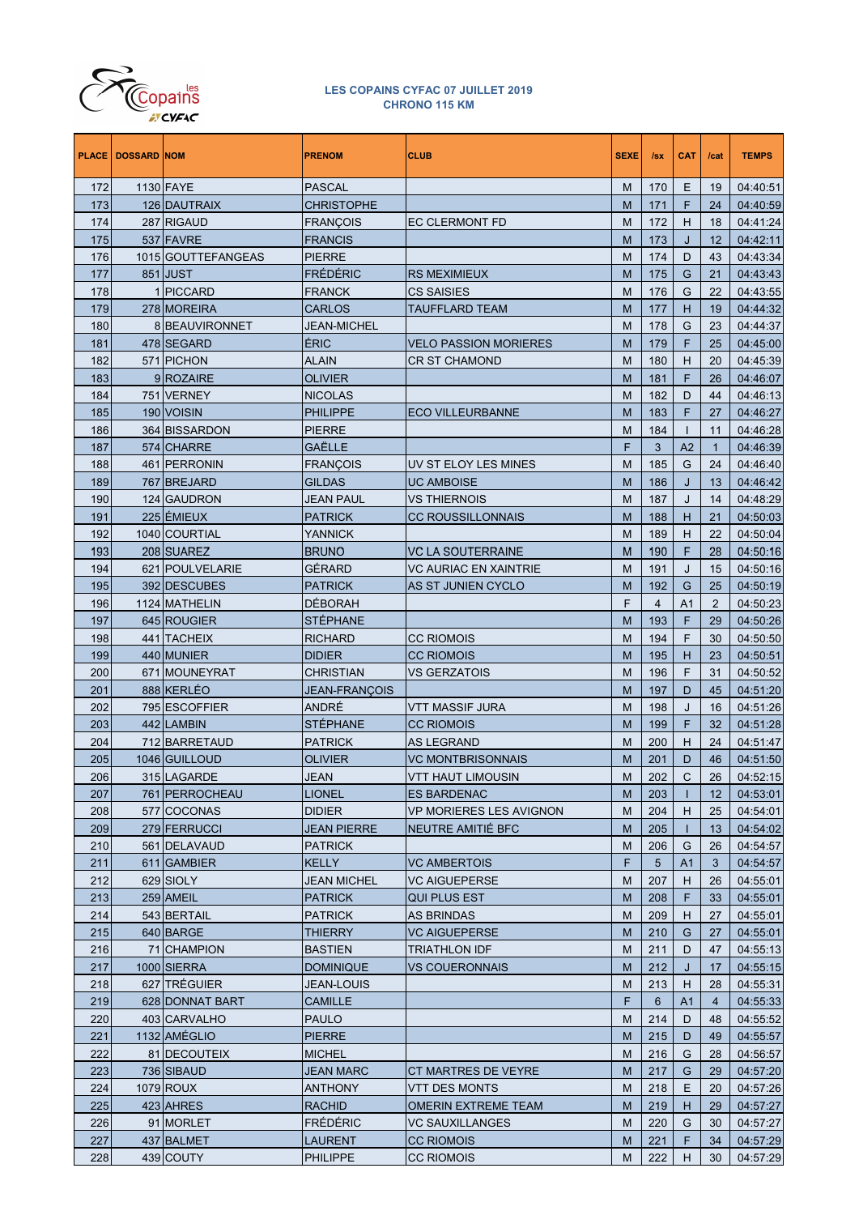**LES COPAINS CYFAC 07 JUILLET 2019**
**CHRONO 115 KM**

| PLACE | DOSSARD | NOM | PRENOM | CLUB | SEXE | /sx | CAT | /cat | TEMPS |
|---|---|---|---|---|---|---|---|---|---|
| 172 | 1130 | FAYE | PASCAL | | M | 170 | E | 19 | 04:40:51 |
| 173 | 126 | DAUTRAIX | CHRISTOPHE | | M | 171 | F | 24 | 04:40:59 |
| 174 | 287 | RIGAUD | FRANÇOIS | EC CLERMONT FD | M | 172 | H | 18 | 04:41:24 |
| 175 | 537 | FAVRE | FRANCIS | | M | 173 | J | 12 | 04:42:11 |
| 176 | 1015 | GOUTTEFANGEAS | PIERRE | | M | 174 | D | 43 | 04:43:34 |
| 177 | 851 | JUST | FRÉDÉRIC | RS MEXIMIEUX | M | 175 | G | 21 | 04:43:43 |
| 178 | 1 | PICCARD | FRANCK | CS SAISIES | M | 176 | G | 22 | 04:43:55 |
| 179 | 278 | MOREIRA | CARLOS | TAUFFLARD TEAM | M | 177 | H | 19 | 04:44:32 |
| 180 | 8 | BEAUVIRONNET | JEAN-MICHEL | | M | 178 | G | 23 | 04:44:37 |
| 181 | 478 | SEGARD | ÉRIC | VELO PASSION MORIERES | M | 179 | F | 25 | 04:45:00 |
| 182 | 571 | PICHON | ALAIN | CR ST CHAMOND | M | 180 | H | 20 | 04:45:39 |
| 183 | 9 | ROZAIRE | OLIVIER | | M | 181 | F | 26 | 04:46:07 |
| 184 | 751 | VERNEY | NICOLAS | | M | 182 | D | 44 | 04:46:13 |
| 185 | 190 | VOISIN | PHILIPPE | ECO VILLEURBANNE | M | 183 | F | 27 | 04:46:27 |
| 186 | 364 | BISSARDON | PIERRE | | M | 184 | I | 11 | 04:46:28 |
| 187 | 574 | CHARRE | GAËLLE | | F | 3 | A2 | 1 | 04:46:39 |
| 188 | 461 | PERRONIN | FRANÇOIS | UV ST ELOY LES MINES | M | 185 | G | 24 | 04:46:40 |
| 189 | 767 | BREJARD | GILDAS | UC AMBOISE | M | 186 | J | 13 | 04:46:42 |
| 190 | 124 | GAUDRON | JEAN PAUL | VS THIERNOIS | M | 187 | J | 14 | 04:48:29 |
| 191 | 225 | ÉMIEUX | PATRICK | CC ROUSSILLONNAIS | M | 188 | H | 21 | 04:50:03 |
| 192 | 1040 | COURTIAL | YANNICK | | M | 189 | H | 22 | 04:50:04 |
| 193 | 208 | SUAREZ | BRUNO | VC LA SOUTERRAINE | M | 190 | F | 28 | 04:50:16 |
| 194 | 621 | POULVELARIE | GÉRARD | VC AURIAC EN XAINTRIE | M | 191 | J | 15 | 04:50:16 |
| 195 | 392 | DESCUBES | PATRICK | AS ST JUNIEN CYCLO | M | 192 | G | 25 | 04:50:19 |
| 196 | 1124 | MATHELIN | DÉBORAH | | F | 4 | A1 | 2 | 04:50:23 |
| 197 | 645 | ROUGIER | STÉPHANE | | M | 193 | F | 29 | 04:50:26 |
| 198 | 441 | TACHEIX | RICHARD | CC RIOMOIS | M | 194 | F | 30 | 04:50:50 |
| 199 | 440 | MUNIER | DIDIER | CC RIOMOIS | M | 195 | H | 23 | 04:50:51 |
| 200 | 671 | MOUNEYRAT | CHRISTIAN | VS GERZATOIS | M | 196 | F | 31 | 04:50:52 |
| 201 | 888 | KERLÉO | JEAN-FRANÇOIS | | M | 197 | D | 45 | 04:51:20 |
| 202 | 795 | ESCOFFIER | ANDRÉ | VTT MASSIF JURA | M | 198 | J | 16 | 04:51:26 |
| 203 | 442 | LAMBIN | STÉPHANE | CC RIOMOIS | M | 199 | F | 32 | 04:51:28 |
| 204 | 712 | BARRETAUD | PATRICK | AS LEGRAND | M | 200 | H | 24 | 04:51:47 |
| 205 | 1046 | GUILLOUD | OLIVIER | VC MONTBRISONNAIS | M | 201 | D | 46 | 04:51:50 |
| 206 | 315 | LAGARDE | JEAN | VTT HAUT LIMOUSIN | M | 202 | C | 26 | 04:52:15 |
| 207 | 761 | PERROCHEAU | LIONEL | ES BARDENAC | M | 203 | I | 12 | 04:53:01 |
| 208 | 577 | COCONAS | DIDIER | VP MORIERES LES AVIGNON | M | 204 | H | 25 | 04:54:01 |
| 209 | 279 | FERRUCCI | JEAN PIERRE | NEUTRE AMITIÉ BFC | M | 205 | I | 13 | 04:54:02 |
| 210 | 561 | DELAVAUD | PATRICK | | M | 206 | G | 26 | 04:54:57 |
| 211 | 611 | GAMBIER | KELLY | VC AMBERTOIS | F | 5 | A1 | 3 | 04:54:57 |
| 212 | 629 | SIOLY | JEAN MICHEL | VC AIGUEPERSE | M | 207 | H | 26 | 04:55:01 |
| 213 | 259 | AMEIL | PATRICK | QUI PLUS EST | M | 208 | F | 33 | 04:55:01 |
| 214 | 543 | BERTAIL | PATRICK | AS BRINDAS | M | 209 | H | 27 | 04:55:01 |
| 215 | 640 | BARGE | THIERRY | VC AIGUEPERSE | M | 210 | G | 27 | 04:55:01 |
| 216 | 71 | CHAMPION | BASTIEN | TRIATHLON IDF | M | 211 | D | 47 | 04:55:13 |
| 217 | 1000 | SIERRA | DOMINIQUE | VS COUERONNAIS | M | 212 | J | 17 | 04:55:15 |
| 218 | 627 | TRÉGUIER | JEAN-LOUIS | | M | 213 | H | 28 | 04:55:31 |
| 219 | 628 | DONNAT BART | CAMILLE | | F | 6 | A1 | 4 | 04:55:33 |
| 220 | 403 | CARVALHO | PAULO | | M | 214 | D | 48 | 04:55:52 |
| 221 | 1132 | AMÉGLIO | PIERRE | | M | 215 | D | 49 | 04:55:57 |
| 222 | 81 | DECOUTEIX | MICHEL | | M | 216 | G | 28 | 04:56:57 |
| 223 | 736 | SIBAUD | JEAN MARC | CT MARTRES DE VEYRE | M | 217 | G | 29 | 04:57:20 |
| 224 | 1079 | ROUX | ANTHONY | VTT DES MONTS | M | 218 | E | 20 | 04:57:26 |
| 225 | 423 | AHRES | RACHID | OMERIN EXTREME TEAM | M | 219 | H | 29 | 04:57:27 |
| 226 | 91 | MORLET | FRÉDÉRIC | VC SAUXILLANGES | M | 220 | G | 30 | 04:57:27 |
| 227 | 437 | BALMET | LAURENT | CC RIOMOIS | M | 221 | F | 34 | 04:57:29 |
| 228 | 439 | COUTY | PHILIPPE | CC RIOMOIS | M | 222 | H | 30 | 04:57:29 |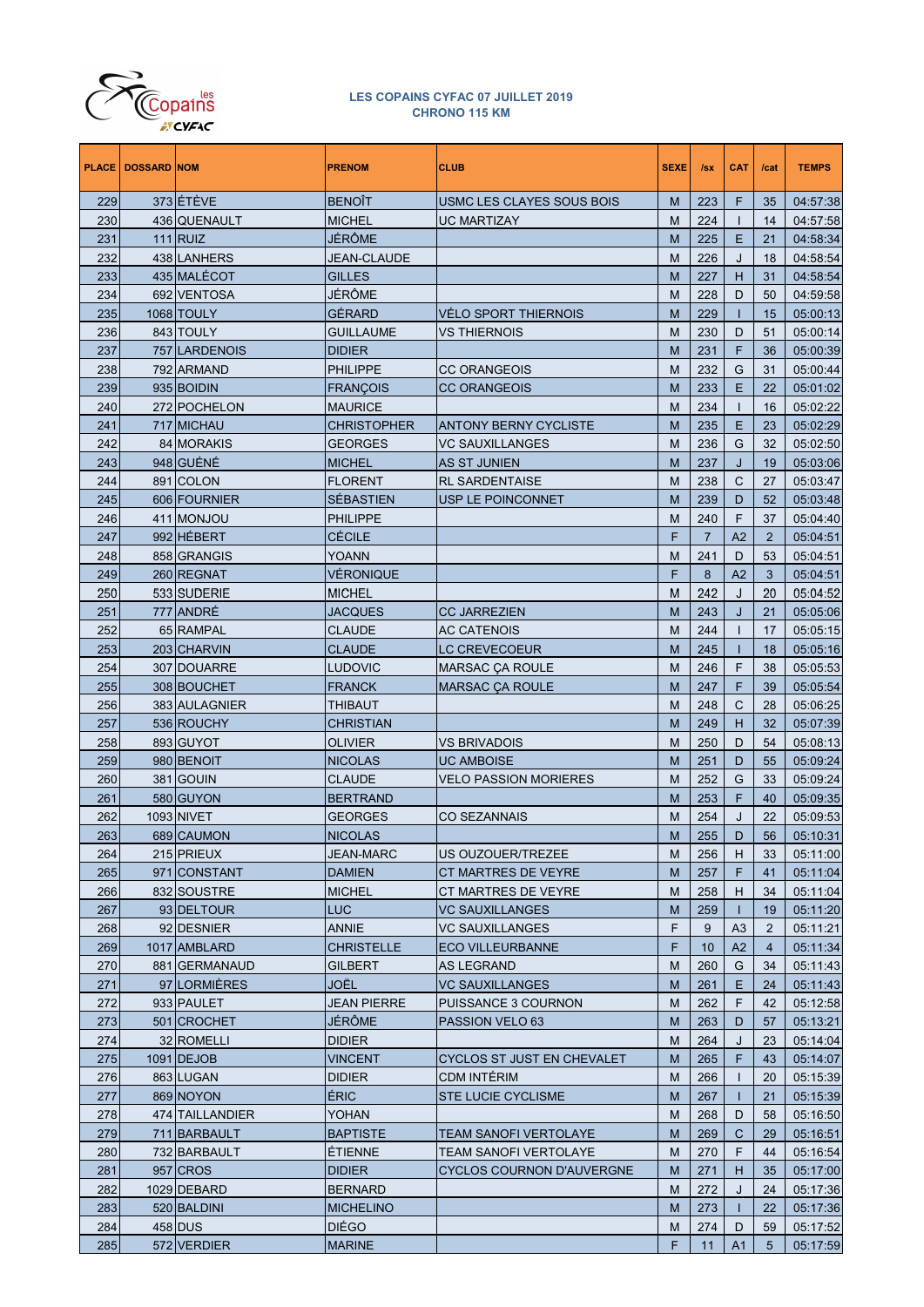**LES COPAINS CYFAC 07 JUILLET 2019**
**CHRONO 115 KM**

| PLACE | DOSSARD | NOM | PRENOM | CLUB | SEXE | /sx | CAT | /cat | TEMPS |
|---|---|---|---|---|---|---|---|---|---|
| 229 | 373 | ÉTÈVE | BENOÎT | USMC LES CLAYES SOUS BOIS | M | 223 | F | 35 | 04:57:38 |
| 230 | 436 | QUENAULT | MICHEL | UC MARTIZAY | M | 224 | I | 14 | 04:57:58 |
| 231 | 111 | RUIZ | JÉRÔME | | M | 225 | E | 21 | 04:58:34 |
| 232 | 438 | LANHERS | JEAN-CLAUDE | | M | 226 | J | 18 | 04:58:54 |
| 233 | 435 | MALÉCOT | GILLES | | M | 227 | H | 31 | 04:58:54 |
| 234 | 692 | VENTOSA | JÉRÔME | | M | 228 | D | 50 | 04:59:58 |
| 235 | 1068 | TOULY | GÉRARD | VÉLO SPORT THIERNOIS | M | 229 | I | 15 | 05:00:13 |
| 236 | 843 | TOULY | GUILLAUME | VS THIERNOIS | M | 230 | D | 51 | 05:00:14 |
| 237 | 757 | LARDENOIS | DIDIER | | M | 231 | F | 36 | 05:00:39 |
| 238 | 792 | ARMAND | PHILIPPE | CC ORANGEOIS | M | 232 | G | 31 | 05:00:44 |
| 239 | 935 | BOIDIN | FRANÇOIS | CC ORANGEOIS | M | 233 | E | 22 | 05:01:02 |
| 240 | 272 | POCHELON | MAURICE | | M | 234 | I | 16 | 05:02:22 |
| 241 | 717 | MICHAU | CHRISTOPHER | ANTONY BERNY CYCLISTE | M | 235 | E | 23 | 05:02:29 |
| 242 | 84 | MORAKIS | GEORGES | VC SAUXILLANGES | M | 236 | G | 32 | 05:02:50 |
| 243 | 948 | GUÉNÉ | MICHEL | AS ST JUNIEN | M | 237 | J | 19 | 05:03:06 |
| 244 | 891 | COLON | FLORENT | RL SARDENTAISE | M | 238 | C | 27 | 05:03:47 |
| 245 | 606 | FOURNIER | SÉBASTIEN | USP LE POINCONNET | M | 239 | D | 52 | 05:03:48 |
| 246 | 411 | MONJOU | PHILIPPE | | M | 240 | F | 37 | 05:04:40 |
| 247 | 992 | HÉBERT | CÉCILE | | F | 7 | A2 | 2 | 05:04:51 |
| 248 | 858 | GRANGIS | YOANN | | M | 241 | D | 53 | 05:04:51 |
| 249 | 260 | REGNAT | VÉRONIQUE | | F | 8 | A2 | 3 | 05:04:51 |
| 250 | 533 | SUDERIE | MICHEL | | M | 242 | J | 20 | 05:04:52 |
| 251 | 777 | ANDRÉ | JACQUES | CC JARREZIEN | M | 243 | J | 21 | 05:05:06 |
| 252 | 65 | RAMPAL | CLAUDE | AC CATENOIS | M | 244 | I | 17 | 05:05:15 |
| 253 | 203 | CHARVIN | CLAUDE | LC CREVECOEUR | M | 245 | I | 18 | 05:05:16 |
| 254 | 307 | DOUARRE | LUDOVIC | MARSAC ÇA ROULE | M | 246 | F | 38 | 05:05:53 |
| 255 | 308 | BOUCHET | FRANCK | MARSAC ÇA ROULE | M | 247 | F | 39 | 05:05:54 |
| 256 | 383 | AULAGNIER | THIBAUT | | M | 248 | C | 28 | 05:06:25 |
| 257 | 536 | ROUCHY | CHRISTIAN | | M | 249 | H | 32 | 05:07:39 |
| 258 | 893 | GUYOT | OLIVIER | VS BRIVADOIS | M | 250 | D | 54 | 05:08:13 |
| 259 | 980 | BENOIT | NICOLAS | UC AMBOISE | M | 251 | D | 55 | 05:09:24 |
| 260 | 381 | GOUIN | CLAUDE | VELO PASSION MORIERES | M | 252 | G | 33 | 05:09:24 |
| 261 | 580 | GUYON | BERTRAND | | M | 253 | F | 40 | 05:09:35 |
| 262 | 1093 | NIVET | GEORGES | CO SEZANNAIS | M | 254 | J | 22 | 05:09:53 |
| 263 | 689 | CAUMON | NICOLAS | | M | 255 | D | 56 | 05:10:31 |
| 264 | 215 | PRIEUX | JEAN-MARC | US OUZOUER/TREZEE | M | 256 | H | 33 | 05:11:00 |
| 265 | 971 | CONSTANT | DAMIEN | CT MARTRES DE VEYRE | M | 257 | F | 41 | 05:11:04 |
| 266 | 832 | SOUSTRE | MICHEL | CT MARTRES DE VEYRE | M | 258 | H | 34 | 05:11:04 |
| 267 | 93 | DELTOUR | LUC | VC SAUXILLANGES | M | 259 | I | 19 | 05:11:20 |
| 268 | 92 | DESNIER | ANNIE | VC SAUXILLANGES | F | 9 | A3 | 2 | 05:11:21 |
| 269 | 1017 | AMBLARD | CHRISTELLE | ECO VILLEURBANNE | F | 10 | A2 | 4 | 05:11:34 |
| 270 | 881 | GERMANAUD | GILBERT | AS LEGRAND | M | 260 | G | 34 | 05:11:43 |
| 271 | 97 | LORMIÈRES | JOËL | VC SAUXILLANGES | M | 261 | E | 24 | 05:11:43 |
| 272 | 933 | PAULET | JEAN PIERRE | PUISSANCE 3 COURNON | M | 262 | F | 42 | 05:12:58 |
| 273 | 501 | CROCHET | JÉRÔME | PASSION VELO 63 | M | 263 | D | 57 | 05:13:21 |
| 274 | 32 | ROMELLI | DIDIER | | M | 264 | J | 23 | 05:14:04 |
| 275 | 1091 | DEJOB | VINCENT | CYCLOS ST JUST EN CHEVALET | M | 265 | F | 43 | 05:14:07 |
| 276 | 863 | LUGAN | DIDIER | CDM INTÉRIM | M | 266 | I | 20 | 05:15:39 |
| 277 | 869 | NOYON | ÉRIC | STE LUCIE CYCLISME | M | 267 | I | 21 | 05:15:39 |
| 278 | 474 | TAILLANDIER | YOHAN | | M | 268 | D | 58 | 05:16:50 |
| 279 | 711 | BARBAULT | BAPTISTE | TEAM SANOFI VERTOLAYE | M | 269 | C | 29 | 05:16:51 |
| 280 | 732 | BARBAULT | ÉTIENNE | TEAM SANOFI VERTOLAYE | M | 270 | F | 44 | 05:16:54 |
| 281 | 957 | CROS | DIDIER | CYCLOS COURNON D'AUVERGNE | M | 271 | H | 35 | 05:17:00 |
| 282 | 1029 | DEBARD | BERNARD | | M | 272 | J | 24 | 05:17:36 |
| 283 | 520 | BALDINI | MICHELINO | | M | 273 | I | 22 | 05:17:36 |
| 284 | 458 | DUS | DIÉGO | | M | 274 | D | 59 | 05:17:52 |
| 285 | 572 | VERDIER | MARINE | | F | 11 | A1 | 5 | 05:17:59 |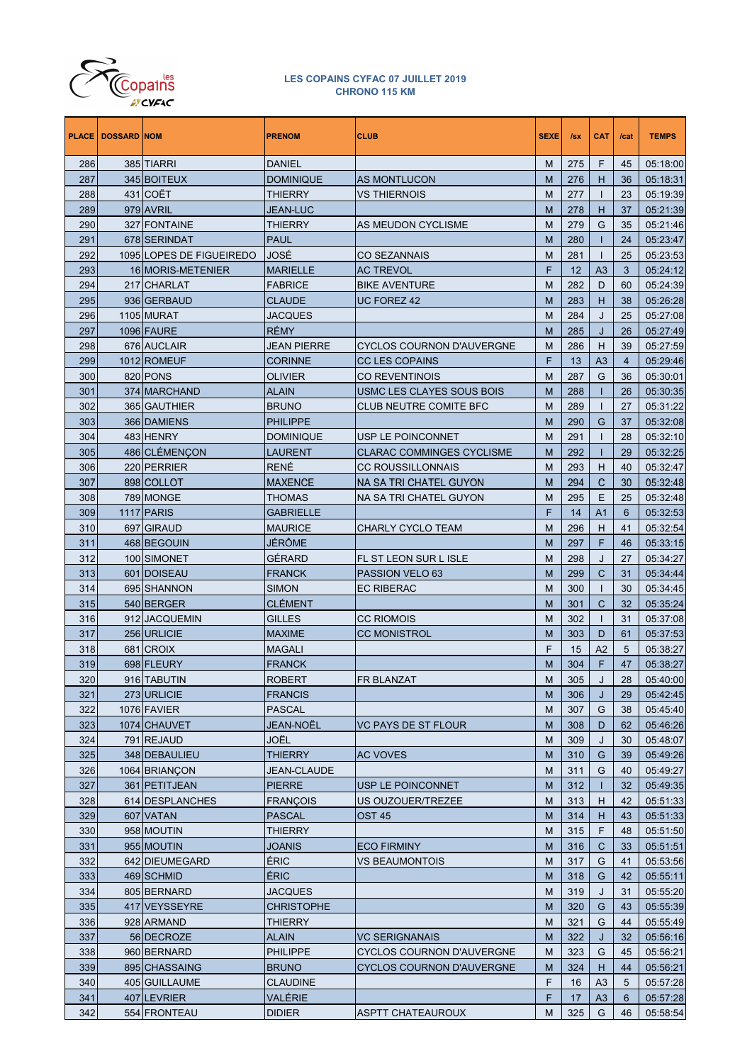**LES COPAINS CYFAC 07 JUILLET 2019**
**CHRONO 115 KM**

| PLACE | DOSSARD | NOM | PRENOM | CLUB | SEXE | /sx | CAT | /cat | TEMPS |
|---|---|---|---|---|---|---|---|---|---|
| 286 | 385 | TIARRI | DANIEL | | M | 275 | F | 45 | 05:18:00 |
| 287 | 345 | BOITEUX | DOMINIQUE | AS MONTLUCON | M | 276 | H | 36 | 05:18:31 |
| 288 | 431 | COËT | THIERRY | VS THIERNOIS | M | 277 | I | 23 | 05:19:39 |
| 289 | 979 | AVRIL | JEAN-LUC | | M | 278 | H | 37 | 05:21:39 |
| 290 | 327 | FONTAINE | THIERRY | AS MEUDON CYCLISME | M | 279 | G | 35 | 05:21:46 |
| 291 | 678 | SERINDAT | PAUL | | M | 280 | I | 24 | 05:23:47 |
| 292 | 1095 | LOPES DE FIGUEIREDO | JOSÉ | CO SEZANNAIS | M | 281 | I | 25 | 05:23:53 |
| 293 | 16 | MORIS-METENIER | MARIELLE | AC TREVOL | F | 12 | A3 | 3 | 05:24:12 |
| 294 | 217 | CHARLAT | FABRICE | BIKE AVENTURE | M | 282 | D | 60 | 05:24:39 |
| 295 | 936 | GERBAUD | CLAUDE | UC FOREZ 42 | M | 283 | H | 38 | 05:26:28 |
| 296 | 1105 | MURAT | JACQUES | | M | 284 | J | 25 | 05:27:08 |
| 297 | 1096 | FAURE | RÉMY | | M | 285 | J | 26 | 05:27:49 |
| 298 | 676 | AUCLAIR | JEAN PIERRE | CYCLOS COURNON D'AUVERGNE | M | 286 | H | 39 | 05:27:59 |
| 299 | 1012 | ROMEUF | CORINNE | CC LES COPAINS | F | 13 | A3 | 4 | 05:29:46 |
| 300 | 820 | PONS | OLIVIER | CO REVENTINOIS | M | 287 | G | 36 | 05:30:01 |
| 301 | 374 | MARCHAND | ALAIN | USMC LES CLAYES SOUS BOIS | M | 288 | I | 26 | 05:30:35 |
| 302 | 365 | GAUTHIER | BRUNO | CLUB NEUTRE COMITE BFC | M | 289 | I | 27 | 05:31:22 |
| 303 | 366 | DAMIENS | PHILIPPE | | M | 290 | G | 37 | 05:32:08 |
| 304 | 483 | HENRY | DOMINIQUE | USP LE POINCONNET | M | 291 | I | 28 | 05:32:10 |
| 305 | 486 | CLÉMENÇON | LAURENT | CLARAC COMMINGES CYCLISME | M | 292 | I | 29 | 05:32:25 |
| 306 | 220 | PERRIER | RENÉ | CC ROUSSILLONNAIS | M | 293 | H | 40 | 05:32:47 |
| 307 | 898 | COLLOT | MAXENCE | NA SA TRI CHATEL GUYON | M | 294 | C | 30 | 05:32:48 |
| 308 | 789 | MONGE | THOMAS | NA SA TRI CHATEL GUYON | M | 295 | E | 25 | 05:32:48 |
| 309 | 1117 | PARIS | GABRIELLE | | F | 14 | A1 | 6 | 05:32:53 |
| 310 | 697 | GIRAUD | MAURICE | CHARLY CYCLO TEAM | M | 296 | H | 41 | 05:32:54 |
| 311 | 468 | BEGOUIN | JÉRÔME | | M | 297 | F | 46 | 05:33:15 |
| 312 | 100 | SIMONET | GÉRARD | FL ST LEON SUR L ISLE | M | 298 | J | 27 | 05:34:27 |
| 313 | 601 | DOISEAU | FRANCK | PASSION VELO 63 | M | 299 | C | 31 | 05:34:44 |
| 314 | 695 | SHANNON | SIMON | EC RIBERAC | M | 300 | I | 30 | 05:34:45 |
| 315 | 540 | BERGER | CLÉMENT | | M | 301 | C | 32 | 05:35:24 |
| 316 | 912 | JACQUEMIN | GILLES | CC RIOMOIS | M | 302 | I | 31 | 05:37:08 |
| 317 | 256 | URLICIE | MAXIME | CC MONISTROL | M | 303 | D | 61 | 05:37:53 |
| 318 | 681 | CROIX | MAGALI | | F | 15 | A2 | 5 | 05:38:27 |
| 319 | 698 | FLEURY | FRANCK | | M | 304 | F | 47 | 05:38:27 |
| 320 | 916 | TABUTIN | ROBERT | FR BLANZAT | M | 305 | J | 28 | 05:40:00 |
| 321 | 273 | URLICIE | FRANCIS | | M | 306 | J | 29 | 05:42:45 |
| 322 | 1076 | FAVIER | PASCAL | | M | 307 | G | 38 | 05:45:40 |
| 323 | 1074 | CHAUVET | JEAN-NOËL | VC PAYS DE ST FLOUR | M | 308 | D | 62 | 05:46:26 |
| 324 | 791 | REJAUD | JOËL | | M | 309 | J | 30 | 05:48:07 |
| 325 | 348 | DEBAULIEU | THIERRY | AC VOVES | M | 310 | G | 39 | 05:49:26 |
| 326 | 1064 | BRIANÇON | JEAN-CLAUDE | | M | 311 | G | 40 | 05:49:27 |
| 327 | 361 | PETITJEAN | PIERRE | USP LE POINCONNET | M | 312 | I | 32 | 05:49:35 |
| 328 | 614 | DESPLANCHES | FRANÇOIS | US OUZOUER/TREZEE | M | 313 | H | 42 | 05:51:33 |
| 329 | 607 | VATAN | PASCAL | OST 45 | M | 314 | H | 43 | 05:51:33 |
| 330 | 958 | MOUTIN | THIERRY | | M | 315 | F | 48 | 05:51:50 |
| 331 | 955 | MOUTIN | JOANIS | ECO FIRMINY | M | 316 | C | 33 | 05:51:51 |
| 332 | 642 | DIEUMEGARD | ÉRIC | VS BEAUMONTOIS | M | 317 | G | 41 | 05:53:56 |
| 333 | 469 | SCHMID | ÉRIC | | M | 318 | G | 42 | 05:55:11 |
| 334 | 805 | BERNARD | JACQUES | | M | 319 | J | 31 | 05:55:20 |
| 335 | 417 | VEYSSEYRE | CHRISTOPHE | | M | 320 | G | 43 | 05:55:39 |
| 336 | 928 | ARMAND | THIERRY | | M | 321 | G | 44 | 05:55:49 |
| 337 | 56 | DECROZE | ALAIN | VC SERIGNANAIS | M | 322 | J | 32 | 05:56:16 |
| 338 | 960 | BERNARD | PHILIPPE | CYCLOS COURNON D'AUVERGNE | M | 323 | G | 45 | 05:56:21 |
| 339 | 895 | CHASSAING | BRUNO | CYCLOS COURNON D'AUVERGNE | M | 324 | H | 44 | 05:56:21 |
| 340 | 405 | GUILLAUME | CLAUDINE | | F | 16 | A3 | 5 | 05:57:28 |
| 341 | 407 | LEVRIER | VALÉRIE | | F | 17 | A3 | 6 | 05:57:28 |
| 342 | 554 | FRONTEAU | DIDIER | ASPTT CHATEAUROUX | M | 325 | G | 46 | 05:58:54 |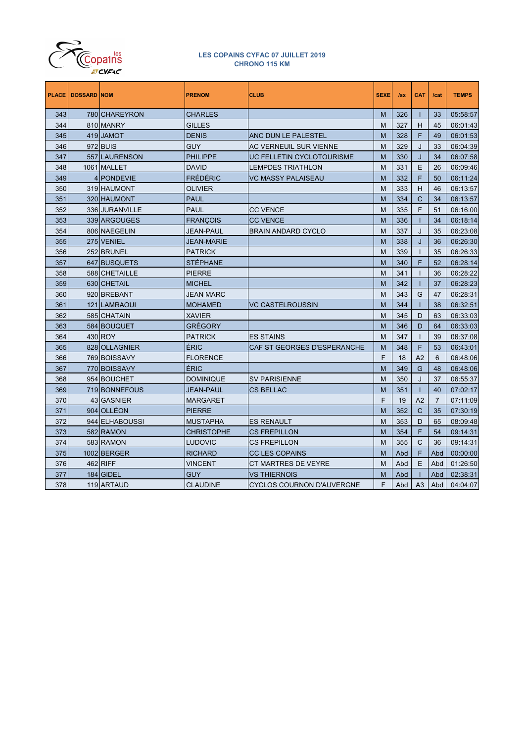**LES COPAINS CYFAC 07 JUILLET 2019**
**CHRONO 115 KM**

| PLACE | DOSSARD | NOM | PRENOM | CLUB | SEXE | /sx | CAT | /cat | TEMPS |
|---|---|---|---|---|---|---|---|---|---|
| 343 | 780 | CHAREYRON | CHARLES | | M | 326 | I | 33 | 05:58:57 |
| 344 | 810 | MANRY | GILLES | | M | 327 | H | 45 | 06:01:43 |
| 345 | 419 | JAMOT | DENIS | ANC DUN LE PALESTEL | M | 328 | F | 49 | 06:01:53 |
| 346 | 972 | BUIS | GUY | AC VERNEUIL SUR VIENNE | M | 329 | J | 33 | 06:04:39 |
| 347 | 557 | LAURENSON | PHILIPPE | UC FELLETIN CYCLOTOURISME | M | 330 | J | 34 | 06:07:58 |
| 348 | 1061 | MALLET | DAVID | LEMPDES TRIATHLON | M | 331 | E | 26 | 06:09:46 |
| 349 | 4 | PONDEVIE | FRÉDÉRIC | VC MASSY PALAISEAU | M | 332 | F | 50 | 06:11:24 |
| 350 | 319 | HAUMONT | OLIVIER | | M | 333 | H | 46 | 06:13:57 |
| 351 | 320 | HAUMONT | PAUL | | M | 334 | C | 34 | 06:13:57 |
| 352 | 336 | JURANVILLE | PAUL | CC VENCE | M | 335 | F | 51 | 06:16:00 |
| 353 | 339 | ARGOUGES | FRANÇOIS | CC VENCE | M | 336 | I | 34 | 06:18:14 |
| 354 | 806 | NAEGELIN | JEAN-PAUL | BRAIN ANDARD CYCLO | M | 337 | J | 35 | 06:23:08 |
| 355 | 275 | VENIEL | JEAN-MARIE | | M | 338 | J | 36 | 06:26:30 |
| 356 | 252 | BRUNEL | PATRICK | | M | 339 | I | 35 | 06:26:33 |
| 357 | 647 | BUSQUETS | STÉPHANE | | M | 340 | F | 52 | 06:28:14 |
| 358 | 588 | CHETAILLE | PIERRE | | M | 341 | I | 36 | 06:28:22 |
| 359 | 630 | CHETAIL | MICHEL | | M | 342 | I | 37 | 06:28:23 |
| 360 | 920 | BREBANT | JEAN MARC | | M | 343 | G | 47 | 06:28:31 |
| 361 | 121 | LAMRAOUI | MOHAMED | VC CASTELROUSSIN | M | 344 | I | 38 | 06:32:51 |
| 362 | 585 | CHATAIN | XAVIER | | M | 345 | D | 63 | 06:33:03 |
| 363 | 584 | BOUQUET | GRÉGORY | | M | 346 | D | 64 | 06:33:03 |
| 364 | 430 | ROY | PATRICK | ES STAINS | M | 347 | I | 39 | 06:37:08 |
| 365 | 828 | OLLAGNIER | ÉRIC | CAF ST GEORGES D'ESPERANCHE | M | 348 | F | 53 | 06:43:01 |
| 366 | 769 | BOISSAVY | FLORENCE | | F | 18 | A2 | 6 | 06:48:06 |
| 367 | 770 | BOISSAVY | ÉRIC | | M | 349 | G | 48 | 06:48:06 |
| 368 | 954 | BOUCHET | DOMINIQUE | SV PARISIENNE | M | 350 | J | 37 | 06:55:37 |
| 369 | 719 | BONNEFOUS | JEAN-PAUL | CS BELLAC | M | 351 | I | 40 | 07:02:17 |
| 370 | 43 | GASNIER | MARGARET | | F | 19 | A2 | 7 | 07:11:09 |
| 371 | 904 | OLLÉON | PIERRE | | M | 352 | C | 35 | 07:30:19 |
| 372 | 944 | ELHABOUSSI | MUSTAPHA | ES RENAULT | M | 353 | D | 65 | 08:09:48 |
| 373 | 582 | RAMON | CHRISTOPHE | CS FREPILLON | M | 354 | F | 54 | 09:14:31 |
| 374 | 583 | RAMON | LUDOVIC | CS FREPILLON | M | 355 | C | 36 | 09:14:31 |
| 375 | 1002 | BERGER | RICHARD | CC LES COPAINS | M | Abd | F | Abd | 00:00:00 |
| 376 | 462 | RIFF | VINCENT | CT MARTRES DE VEYRE | M | Abd | E | Abd | 01:26:50 |
| 377 | 184 | GIDEL | GUY | VS THIERNOIS | M | Abd | I | Abd | 02:38:31 |
| 378 | 119 | ARTAUD | CLAUDINE | CYCLOS COURNON D'AUVERGNE | F | Abd | A3 | Abd | 04:04:07 |